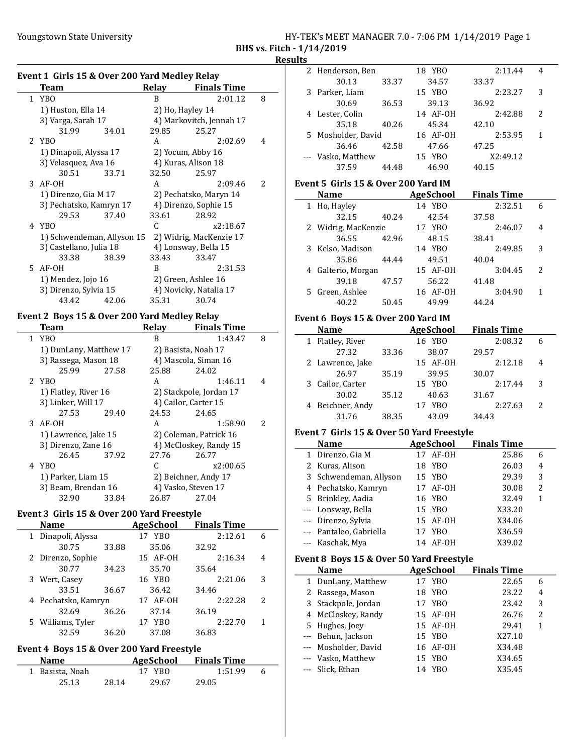## BHS vs. Fitch - 1/14/2019

### Results

### Event 1 Girls 15 & Over 200 Yard Medley Relay

| | Team | Relay | Finals Time | |
|---|---|---|---|---|
| 1 | YBO | B | 2:01.12 | 8 |
| | 1) Huston, Ella 14 | 2) Ho, Hayley 14 | | |
| | 3) Varga, Sarah 17 | 4) Markovitch, Jennah 17 | | |
| | 31.99 34.01 | 29.85 | 25.27 | |
| 2 | YBO | A | 2:02.69 | 4 |
| | 1) Dinapoli, Alyssa 17 | 2) Yocum, Abby 16 | | |
| | 3) Velasquez, Ava 16 | 4) Kuras, Alison 18 | | |
| | 30.51 33.71 | 32.50 | 25.97 | |
| 3 | AF-OH | A | 2:09.46 | 2 |
| | 1) Direnzo, Gia M 17 | 2) Pechatsko, Maryn 14 | | |
| | 3) Pechatsko, Kamryn 17 | 4) Direnzo, Sophie 15 | | |
| | 29.53 37.40 | 33.61 | 28.92 | |
| 4 | YBO | C | x2:18.67 | |
| | 1) Schwendeman, Allyson 15 | 2) Widrig, MacKenzie 17 | | |
| | 3) Castellano, Julia 18 | 4) Lonsway, Bella 15 | | |
| | 33.38 38.39 | 33.43 | 33.47 | |
| 5 | AF-OH | B | 2:31.53 | |
| | 1) Mendez, Jojo 16 | 2) Green, Ashlee 16 | | |
| | 3) Direnzo, Sylvia 15 | 4) Novicky, Natalia 17 | | |
| | 43.42 42.06 | 35.31 | 30.74 | |

### Event 2 Boys 15 & Over 200 Yard Medley Relay

| | Team | Relay | Finals Time | |
|---|---|---|---|---|
| 1 | YBO | B | 1:43.47 | 8 |
| | 1) DunLany, Matthew 17 | 2) Basista, Noah 17 | | |
| | 3) Rassega, Mason 18 | 4) Mascola, Siman 16 | | |
| | 25.99 27.58 | 25.88 | 24.02 | |
| 2 | YBO | A | 1:46.11 | 4 |
| | 1) Flatley, River 16 | 2) Stackpole, Jordan 17 | | |
| | 3) Linker, Will 17 | 4) Cailor, Carter 15 | | |
| | 27.53 29.40 | 24.53 | 24.65 | |
| 3 | AF-OH | A | 1:58.90 | 2 |
| | 1) Lawrence, Jake 15 | 2) Coleman, Patrick 16 | | |
| | 3) Direnzo, Zane 16 | 4) McCloskey, Randy 15 | | |
| | 26.45 37.92 | 27.76 | 26.77 | |
| 4 | YBO | C | x2:00.65 | |
| | 1) Parker, Liam 15 | 2) Beichner, Andy 17 | | |
| | 3) Beam, Brendan 16 | 4) Vasko, Steven 17 | | |
| | 32.90 33.84 | 26.87 | 27.04 | |

### Event 3 Girls 15 & Over 200 Yard Freestyle

| | Name | Age | School | Finals Time | |
|---|---|---|---|---|---|
| 1 | Dinapoli, Alyssa | 17 | YBO | 2:12.61 | 6 |
| | 30.75 33.88 | 35.06 | | 32.92 | |
| 2 | Direnzo, Sophie | 15 | AF-OH | 2:16.34 | 4 |
| | 30.77 34.23 | 35.70 | | 35.64 | |
| 3 | Wert, Casey | 16 | YBO | 2:21.06 | 3 |
| | 33.51 36.67 | 36.42 | | 34.46 | |
| 4 | Pechatsko, Kamryn | 17 | AF-OH | 2:22.28 | 2 |
| | 32.69 36.26 | 37.14 | | 36.19 | |
| 5 | Williams, Tyler | 17 | YBO | 2:22.70 | 1 |
| | 32.59 36.20 | 37.08 | | 36.83 | |

### Event 4 Boys 15 & Over 200 Yard Freestyle

| | Name | Age | School | Finals Time | |
|---|---|---|---|---|---|
| 1 | Basista, Noah | 17 | YBO | 1:51.99 | 6 |
| | 25.13 28.14 | 29.67 | | 29.05 | |
| 2 | Henderson, Ben | 18 | YBO | 2:11.44 | 4 |
| | 30.13 33.37 | 34.57 | | 33.37 | |
| 3 | Parker, Liam | 15 | YBO | 2:23.27 | 3 |
| | 30.69 36.53 | 39.13 | | 36.92 | |
| 4 | Lester, Colin | 14 | AF-OH | 2:42.88 | 2 |
| | 35.18 40.26 | 45.34 | | 42.10 | |
| 5 | Mosholder, David | 16 | AF-OH | 2:53.95 | 1 |
| | 36.46 42.58 | 47.66 | | 47.25 | |
| --- | Vasko, Matthew | 15 | YBO | X2:49.12 | |
| | 37.59 44.48 | 46.90 | | 40.15 | |

### Event 5 Girls 15 & Over 200 Yard IM

| | Name | Age | School | Finals Time | |
|---|---|---|---|---|---|
| 1 | Ho, Hayley | 14 | YBO | 2:32.51 | 6 |
| | 32.15 40.24 | 42.54 | | 37.58 | |
| 2 | Widrig, MacKenzie | 17 | YBO | 2:46.07 | 4 |
| | 36.55 42.96 | 48.15 | | 38.41 | |
| 3 | Kelso, Madison | 14 | YBO | 2:49.85 | 3 |
| | 35.86 44.44 | 49.51 | | 40.04 | |
| 4 | Galterio, Morgan | 15 | AF-OH | 3:04.45 | 2 |
| | 39.18 47.57 | 56.22 | | 41.48 | |
| 5 | Green, Ashlee | 16 | AF-OH | 3:04.90 | 1 |
| | 40.22 50.45 | 49.99 | | 44.24 | |

### Event 6 Boys 15 & Over 200 Yard IM

| | Name | Age | School | Finals Time | |
|---|---|---|---|---|---|
| 1 | Flatley, River | 16 | YBO | 2:08.32 | 6 |
| | 27.32 33.36 | 38.07 | | 29.57 | |
| 2 | Lawrence, Jake | 15 | AF-OH | 2:12.18 | 4 |
| | 26.97 35.19 | 39.95 | | 30.07 | |
| 3 | Cailor, Carter | 15 | YBO | 2:17.44 | 3 |
| | 30.02 35.12 | 40.63 | | 31.67 | |
| 4 | Beichner, Andy | 17 | YBO | 2:27.63 | 2 |
| | 31.76 38.35 | 43.09 | | 34.43 | |

### Event 7 Girls 15 & Over 50 Yard Freestyle

| | Name | Age | School | Finals Time | |
|---|---|---|---|---|---|
| 1 | Direnzo, Gia M | 17 | AF-OH | 25.86 | 6 |
| 2 | Kuras, Alison | 18 | YBO | 26.03 | 4 |
| 3 | Schwendeman, Allyson | 15 | YBO | 29.39 | 3 |
| 4 | Pechatsko, Kamryn | 17 | AF-OH | 30.08 | 2 |
| 5 | Brinkley, Aadia | 16 | YBO | 32.49 | 1 |
| --- | Lonsway, Bella | 15 | YBO | X33.20 | |
| --- | Direnzo, Sylvia | 15 | AF-OH | X34.06 | |
| --- | Pantaleo, Gabriella | 17 | YBO | X36.59 | |
| --- | Kaschak, Mya | 14 | AF-OH | X39.02 | |

### Event 8 Boys 15 & Over 50 Yard Freestyle

| | Name | Age | School | Finals Time | |
|---|---|---|---|---|---|
| 1 | DunLany, Matthew | 17 | YBO | 22.65 | 6 |
| 2 | Rassega, Mason | 18 | YBO | 23.22 | 4 |
| 3 | Stackpole, Jordan | 17 | YBO | 23.42 | 3 |
| 4 | McCloskey, Randy | 15 | AF-OH | 26.76 | 2 |
| 5 | Hughes, Joey | 15 | AF-OH | 29.41 | 1 |
| --- | Behun, Jackson | 15 | YBO | X27.10 | |
| --- | Mosholder, David | 16 | AF-OH | X34.48 | |
| --- | Vasko, Matthew | 15 | YBO | X34.65 | |
| --- | Slick, Ethan | 14 | YBO | X35.45 | |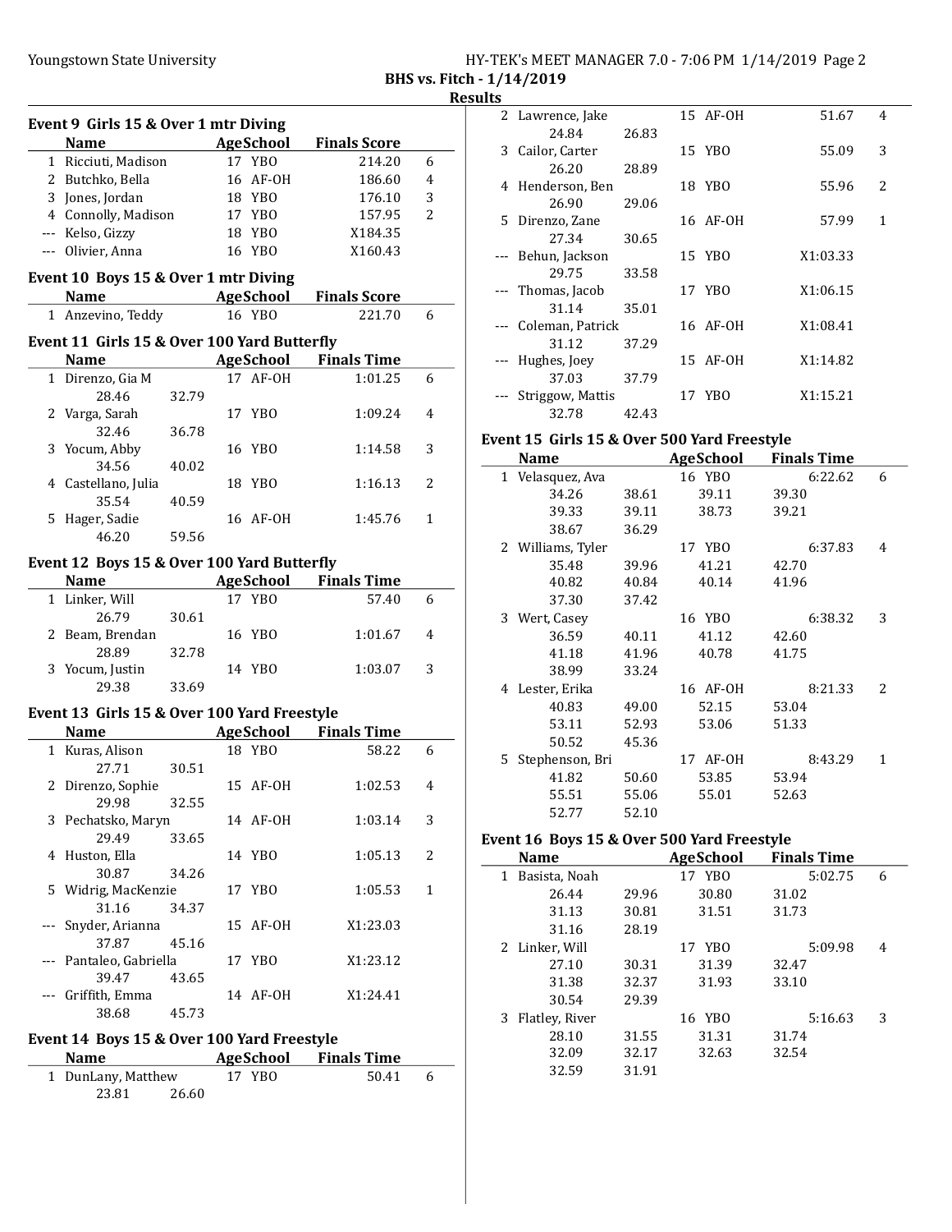BHS vs. Fitch - 1/14/2019

Results

## Event 9 Girls 15 & Over 1 mtr Diving

| | Name | Age | School | Finals Score | |
|---|---|---|---|---|---|
| 1 | Ricciuti, Madison | 17 | YBO | 214.20 | 6 |
| 2 | Butchko, Bella | 16 | AF-OH | 186.60 | 4 |
| 3 | Jones, Jordan | 18 | YBO | 176.10 | 3 |
| 4 | Connolly, Madison | 17 | YBO | 157.95 | 2 |
| --- | Kelso, Gizzy | 18 | YBO | X184.35 | |
| --- | Olivier, Anna | 16 | YBO | X160.43 | |

## Event 10 Boys 15 & Over 1 mtr Diving

| | Name | Age | School | Finals Score | |
|---|---|---|---|---|---|
| 1 | Anzevino, Teddy | 16 | YBO | 221.70 | 6 |

## Event 11 Girls 15 & Over 100 Yard Butterfly

| | Name | Age | School | Finals Time | |
|---|---|---|---|---|---|
| 1 | Direnzo, Gia M | 17 | AF-OH | 1:01.25 | 6 |
| | 28.46 32.79 | | | | |
| 2 | Varga, Sarah | 17 | YBO | 1:09.24 | 4 |
| | 32.46 36.78 | | | | |
| 3 | Yocum, Abby | 16 | YBO | 1:14.58 | 3 |
| | 34.56 40.02 | | | | |
| 4 | Castellano, Julia | 18 | YBO | 1:16.13 | 2 |
| | 35.54 40.59 | | | | |
| 5 | Hager, Sadie | 16 | AF-OH | 1:45.76 | 1 |
| | 46.20 59.56 | | | | |

## Event 12 Boys 15 & Over 100 Yard Butterfly

| | Name | Age | School | Finals Time | |
|---|---|---|---|---|---|
| 1 | Linker, Will | 17 | YBO | 57.40 | 6 |
| | 26.79 30.61 | | | | |
| 2 | Beam, Brendan | 16 | YBO | 1:01.67 | 4 |
| | 28.89 32.78 | | | | |
| 3 | Yocum, Justin | 14 | YBO | 1:03.07 | 3 |
| | 29.38 33.69 | | | | |

## Event 13 Girls 15 & Over 100 Yard Freestyle

| | Name | Age | School | Finals Time | |
|---|---|---|---|---|---|
| 1 | Kuras, Alison | 18 | YBO | 58.22 | 6 |
| | 27.71 30.51 | | | | |
| 2 | Direnzo, Sophie | 15 | AF-OH | 1:02.53 | 4 |
| | 29.98 32.55 | | | | |
| 3 | Pechatsko, Maryn | 14 | AF-OH | 1:03.14 | 3 |
| | 29.49 33.65 | | | | |
| 4 | Huston, Ella | 14 | YBO | 1:05.13 | 2 |
| | 30.87 34.26 | | | | |
| 5 | Widrig, MacKenzie | 17 | YBO | 1:05.53 | 1 |
| | 31.16 34.37 | | | | |
| --- | Snyder, Arianna | 15 | AF-OH | X1:23.03 | |
| | 37.87 45.16 | | | | |
| --- | Pantaleo, Gabriella | 17 | YBO | X1:23.12 | |
| | 39.47 43.65 | | | | |
| --- | Griffith, Emma | 14 | AF-OH | X1:24.41 | |
| | 38.68 45.73 | | | | |

## Event 14 Boys 15 & Over 100 Yard Freestyle

| | Name | Age | School | Finals Time | |
|---|---|---|---|---|---|
| 1 | DunLany, Matthew | 17 | YBO | 50.41 | 6 |
| | 23.81 26.60 | | | | |
| 2 | Lawrence, Jake | 15 | AF-OH | 51.67 | 4 |
| | 24.84 26.83 | | | | |
| 3 | Cailor, Carter | 15 | YBO | 55.09 | 3 |
| | 26.20 28.89 | | | | |
| 4 | Henderson, Ben | 18 | YBO | 55.96 | 2 |
| | 26.90 29.06 | | | | |
| 5 | Direnzo, Zane | 16 | AF-OH | 57.99 | 1 |
| | 27.34 30.65 | | | | |
| --- | Behun, Jackson | 15 | YBO | X1:03.33 | |
| | 29.75 33.58 | | | | |
| --- | Thomas, Jacob | 17 | YBO | X1:06.15 | |
| | 31.14 35.01 | | | | |
| --- | Coleman, Patrick | 16 | AF-OH | X1:08.41 | |
| | 31.12 37.29 | | | | |
| --- | Hughes, Joey | 15 | AF-OH | X1:14.82 | |
| | 37.03 37.79 | | | | |
| --- | Striggow, Mattis | 17 | YBO | X1:15.21 | |
| | 32.78 42.43 | | | | |

## Event 15 Girls 15 & Over 500 Yard Freestyle

| | Name | Age | School | Finals Time | |
|---|---|---|---|---|---|
| 1 | Velasquez, Ava | 16 | YBO | 6:22.62 | 6 |
| | 34.26 38.61 39.11 39.30 | | | | |
| | 39.33 39.11 38.73 39.21 | | | | |
| | 38.67 36.29 | | | | |
| 2 | Williams, Tyler | 17 | YBO | 6:37.83 | 4 |
| | 35.48 39.96 41.21 42.70 | | | | |
| | 40.82 40.84 40.14 41.96 | | | | |
| | 37.30 37.42 | | | | |
| 3 | Wert, Casey | 16 | YBO | 6:38.32 | 3 |
| | 36.59 40.11 41.12 42.60 | | | | |
| | 41.18 41.96 40.78 41.75 | | | | |
| | 38.99 33.24 | | | | |
| 4 | Lester, Erika | 16 | AF-OH | 8:21.33 | 2 |
| | 40.83 49.00 52.15 53.04 | | | | |
| | 53.11 52.93 53.06 51.33 | | | | |
| | 50.52 45.36 | | | | |
| 5 | Stephenson, Bri | 17 | AF-OH | 8:43.29 | 1 |
| | 41.82 50.60 53.85 53.94 | | | | |
| | 55.51 55.06 55.01 52.63 | | | | |
| | 52.77 52.10 | | | | |

## Event 16 Boys 15 & Over 500 Yard Freestyle

| | Name | Age | School | Finals Time | |
|---|---|---|---|---|---|
| 1 | Basista, Noah | 17 | YBO | 5:02.75 | 6 |
| | 26.44 29.96 30.80 31.02 | | | | |
| | 31.13 30.81 31.51 31.73 | | | | |
| | 31.16 28.19 | | | | |
| 2 | Linker, Will | 17 | YBO | 5:09.98 | 4 |
| | 27.10 30.31 31.39 32.47 | | | | |
| | 31.38 32.37 31.93 33.10 | | | | |
| | 30.54 29.39 | | | | |
| 3 | Flatley, River | 16 | YBO | 5:16.63 | 3 |
| | 28.10 31.55 31.31 31.74 | | | | |
| | 32.09 32.17 32.63 32.54 | | | | |
| | 32.59 31.91 | | | | |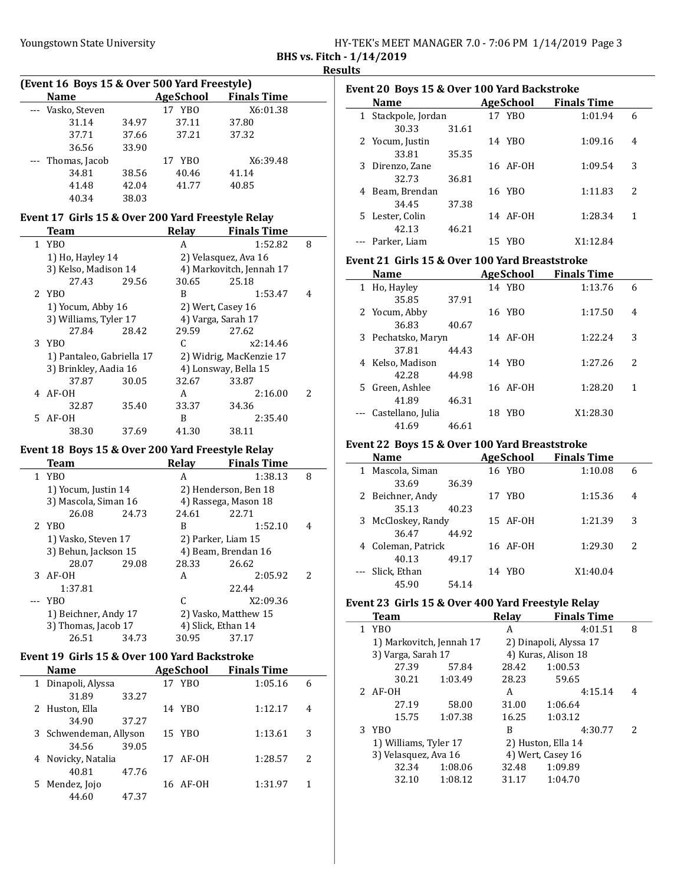## (Event 16 Boys 15 & Over 500 Yard Freestyle)

| | Name | Age | School | Finals Time | |
|---|---|---|---|---|---|
| --- | Vasko, Steven | 17 | YBO | X6:01.38 | |
| | 31.14 34.97 37.11 37.80 | | | | |
| | 37.71 37.66 37.21 37.32 | | | | |
| | 36.56 33.90 | | | | |
| --- | Thomas, Jacob | 17 | YBO | X6:39.48 | |
| | 34.81 38.56 40.46 41.14 | | | | |
| | 41.48 42.04 41.77 40.85 | | | | |
| | 40.34 38.03 | | | | |

## Event 17 Girls 15 & Over 200 Yard Freestyle Relay

| | Team | Relay | Finals Time | |
|---|---|---|---|---|
| 1 | YBO | A | 1:52.82 | 8 |
| | 1) Ho, Hayley 14; 2) Velasquez, Ava 16; 3) Kelso, Madison 14; 4) Markovitch, Jennah 17 | | | |
| | 27.43 29.56 30.65 25.18 | | | |
| 2 | YBO | B | 1:53.47 | 4 |
| | 1) Yocum, Abby 16; 2) Wert, Casey 16; 3) Williams, Tyler 17; 4) Varga, Sarah 17 | | | |
| | 27.84 28.42 29.59 27.62 | | | |
| 3 | YBO | C | x2:14.46 | |
| | 1) Pantaleo, Gabriella 17; 2) Widrig, MacKenzie 17; 3) Brinkley, Aadia 16; 4) Lonsway, Bella 15 | | | |
| | 37.87 30.05 32.67 33.87 | | | |
| 4 | AF-OH | A | 2:16.00 | 2 |
| | 32.87 35.40 33.37 34.36 | | | |
| 5 | AF-OH | B | 2:35.40 | |
| | 38.30 37.69 41.30 38.11 | | | |

## Event 18 Boys 15 & Over 200 Yard Freestyle Relay

| | Team | Relay | Finals Time | |
|---|---|---|---|---|
| 1 | YBO | A | 1:38.13 | 8 |
| | 1) Yocum, Justin 14; 2) Henderson, Ben 18; 3) Mascola, Siman 16; 4) Rassega, Mason 18 | | | |
| | 26.08 24.73 24.61 22.71 | | | |
| 2 | YBO | B | 1:52.10 | 4 |
| | 1) Vasko, Steven 17; 2) Parker, Liam 15; 3) Behun, Jackson 15; 4) Beam, Brendan 16 | | | |
| | 28.07 29.08 28.33 26.62 | | | |
| 3 | AF-OH | A | 2:05.92 | 2 |
| | 1:37.81 22.44 | | | |
| --- | YBO | C | X2:09.36 | |
| | 1) Beichner, Andy 17; 2) Vasko, Matthew 15; 3) Thomas, Jacob 17; 4) Slick, Ethan 14 | | | |
| | 26.51 34.73 30.95 37.17 | | | |

## Event 19 Girls 15 & Over 100 Yard Backstroke

| | Name | Age | School | Finals Time | |
|---|---|---|---|---|---|
| 1 | Dinapoli, Alyssa | 17 | YBO | 1:05.16 | 6 |
| | 31.89 33.27 | | | | |
| 2 | Huston, Ella | 14 | YBO | 1:12.17 | 4 |
| | 34.90 37.27 | | | | |
| 3 | Schwendeman, Allyson | 15 | YBO | 1:13.61 | 3 |
| | 34.56 39.05 | | | | |
| 4 | Novicky, Natalia | 17 | AF-OH | 1:28.57 | 2 |
| | 40.81 47.76 | | | | |
| 5 | Mendez, Jojo | 16 | AF-OH | 1:31.97 | 1 |
| | 44.60 47.37 | | | | |

## Event 20 Boys 15 & Over 100 Yard Backstroke

| | Name | Age | School | Finals Time | |
|---|---|---|---|---|---|
| 1 | Stackpole, Jordan | 17 | YBO | 1:01.94 | 6 |
| | 30.33 31.61 | | | | |
| 2 | Yocum, Justin | 14 | YBO | 1:09.16 | 4 |
| | 33.81 35.35 | | | | |
| 3 | Direnzo, Zane | 16 | AF-OH | 1:09.54 | 3 |
| | 32.73 36.81 | | | | |
| 4 | Beam, Brendan | 16 | YBO | 1:11.83 | 2 |
| | 34.45 37.38 | | | | |
| 5 | Lester, Colin | 14 | AF-OH | 1:28.34 | 1 |
| | 42.13 46.21 | | | | |
| --- | Parker, Liam | 15 | YBO | X1:12.84 | |

## Event 21 Girls 15 & Over 100 Yard Breaststroke

| | Name | Age | School | Finals Time | |
|---|---|---|---|---|---|
| 1 | Ho, Hayley | 14 | YBO | 1:13.76 | 6 |
| | 35.85 37.91 | | | | |
| 2 | Yocum, Abby | 16 | YBO | 1:17.50 | 4 |
| | 36.83 40.67 | | | | |
| 3 | Pechatsko, Maryn | 14 | AF-OH | 1:22.24 | 3 |
| | 37.81 44.43 | | | | |
| 4 | Kelso, Madison | 14 | YBO | 1:27.26 | 2 |
| | 42.28 44.98 | | | | |
| 5 | Green, Ashlee | 16 | AF-OH | 1:28.20 | 1 |
| | 41.89 46.31 | | | | |
| --- | Castellano, Julia | 18 | YBO | X1:28.30 | |
| | 41.69 46.61 | | | | |

## Event 22 Boys 15 & Over 100 Yard Breaststroke

| | Name | Age | School | Finals Time | |
|---|---|---|---|---|---|
| 1 | Mascola, Siman | 16 | YBO | 1:10.08 | 6 |
| | 33.69 36.39 | | | | |
| 2 | Beichner, Andy | 17 | YBO | 1:15.36 | 4 |
| | 35.13 40.23 | | | | |
| 3 | McCloskey, Randy | 15 | AF-OH | 1:21.39 | 3 |
| | 36.47 44.92 | | | | |
| 4 | Coleman, Patrick | 16 | AF-OH | 1:29.30 | 2 |
| | 40.13 49.17 | | | | |
| --- | Slick, Ethan | 14 | YBO | X1:40.04 | |
| | 45.90 54.14 | | | | |

## Event 23 Girls 15 & Over 400 Yard Freestyle Relay

| | Team | Relay | Finals Time | |
|---|---|---|---|---|
| 1 | YBO | A | 4:01.51 | 8 |
| | 1) Markovitch, Jennah 17; 2) Dinapoli, Alyssa 17; 3) Varga, Sarah 17; 4) Kuras, Alison 18 | | | |
| | 27.39 57.84 28.42 1:00.53 | | | |
| | 30.21 1:03.49 28.23 59.65 | | | |
| 2 | AF-OH | A | 4:15.14 | 4 |
| | 27.19 58.00 31.00 1:06.64 | | | |
| | 15.75 1:07.38 16.25 1:03.12 | | | |
| 3 | YBO | B | 4:30.77 | 2 |
| | 1) Williams, Tyler 17; 2) Huston, Ella 14; 3) Velasquez, Ava 16; 4) Wert, Casey 16 | | | |
| | 32.34 1:08.06 32.48 1:09.89 | | | |
| | 32.10 1:08.12 31.17 1:04.70 | | | |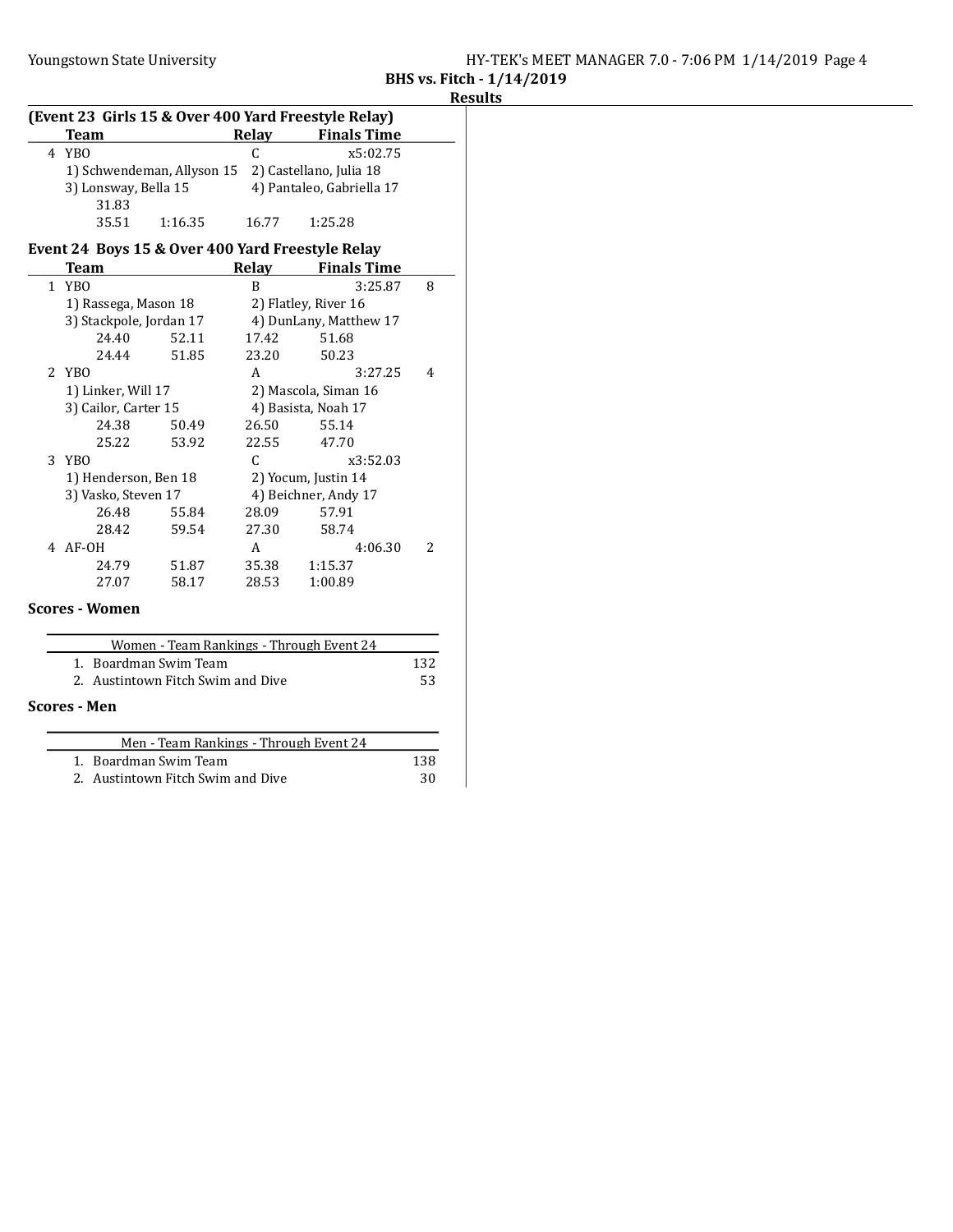**BHS vs. Fitch - 1/14/2019**

**Results**

### (Event 23 Girls 15 & Over 400 Yard Freestyle Relay)

| | Team | Relay | Finals Time | |
|---|---|---|---|---|
| 4 | YBO | C | x5:02.75 | |

1) Schwendeman, Allyson 15 2) Castellano, Julia 18
3) Lonsway, Bella 15 4) Pantaleo, Gabriella 17

31.83
35.51 1:16.35 16.77 1:25.28

### Event 24 Boys 15 & Over 400 Yard Freestyle Relay

| | Team | Relay | Finals Time | |
|---|---|---|---|---|
| 1 | YBO | B | 3:25.87 | 8 |

1) Rassega, Mason 18 2) Flatley, River 16
3) Stackpole, Jordan 17 4) DunLany, Matthew 17

24.40 52.11 17.42 51.68
24.44 51.85 23.20 50.23

| | Team | Relay | Finals Time | |
|---|---|---|---|---|
| 2 | YBO | A | 3:27.25 | 4 |

1) Linker, Will 17 2) Mascola, Siman 16
3) Cailor, Carter 15 4) Basista, Noah 17

24.38 50.49 26.50 55.14
25.22 53.92 22.55 47.70

| | Team | Relay | Finals Time | |
|---|---|---|---|---|
| 3 | YBO | C | x3:52.03 | |

1) Henderson, Ben 18 2) Yocum, Justin 14
3) Vasko, Steven 17 4) Beichner, Andy 17

26.48 55.84 28.09 57.91
28.42 59.54 27.30 58.74

| | Team | Relay | Finals Time | |
|---|---|---|---|---|
| 4 | AF-OH | A | 4:06.30 | 2 |

24.79 51.87 35.38 1:15.37
27.07 58.17 28.53 1:00.89

### Scores - Women

| Women - Team Rankings - Through Event 24 | |
|---|---|
| 1. Boardman Swim Team | 132 |
| 2. Austintown Fitch Swim and Dive | 53 |

### Scores - Men

| Men - Team Rankings - Through Event 24 | |
|---|---|
| 1. Boardman Swim Team | 138 |
| 2. Austintown Fitch Swim and Dive | 30 |